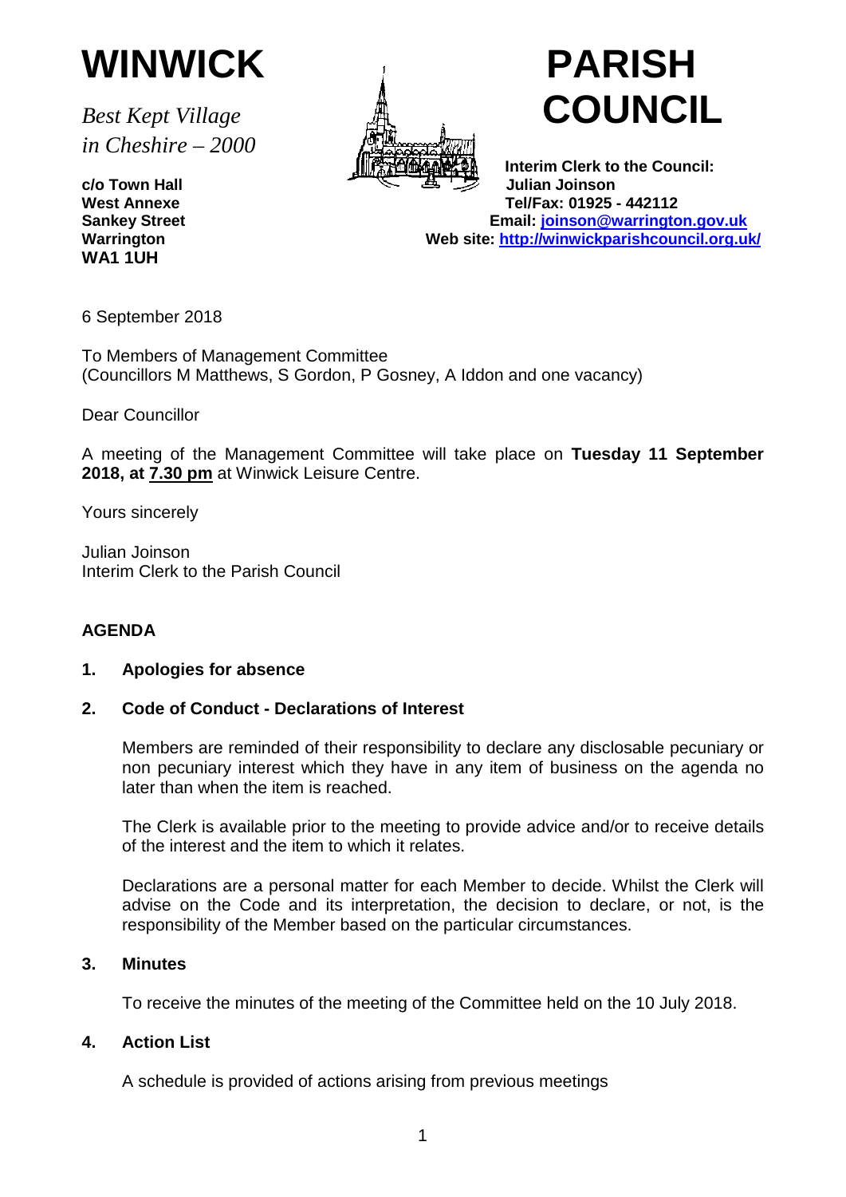# WINWICK PARISH COUNCIL

*Best Kept Village in Cheshire – 2000*

**c/o Town Hall**
**West Annexe**
**Sankey Street**
**Warrington**
**WA1 1UH**

**Interim Clerk to the Council:**
**Julian Joinson**
**Tel/Fax: 01925 - 442112**
**Email: joinson@warrington.gov.uk**
**Web site: http://winwickparishcouncil.org.uk/**

6 September 2018

To Members of Management Committee
(Councillors M Matthews, S Gordon, P Gosney, A Iddon and one vacancy)

Dear Councillor

A meeting of the Management Committee will take place on **Tuesday 11 September 2018, at 7.30 pm** at Winwick Leisure Centre.

Yours sincerely

Julian Joinson
Interim Clerk to the Parish Council

## AGENDA

### 1. Apologies for absence

### 2. Code of Conduct - Declarations of Interest

Members are reminded of their responsibility to declare any disclosable pecuniary or non pecuniary interest which they have in any item of business on the agenda no later than when the item is reached.

The Clerk is available prior to the meeting to provide advice and/or to receive details of the interest and the item to which it relates.

Declarations are a personal matter for each Member to decide. Whilst the Clerk will advise on the Code and its interpretation, the decision to declare, or not, is the responsibility of the Member based on the particular circumstances.

### 3. Minutes

To receive the minutes of the meeting of the Committee held on the 10 July 2018.

### 4. Action List

A schedule is provided of actions arising from previous meetings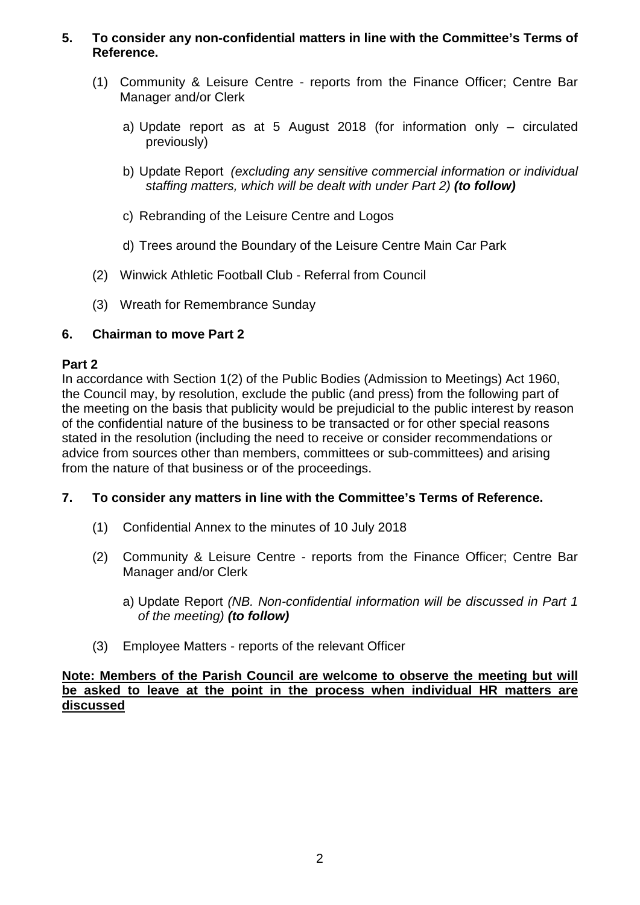**5. To consider any non-confidential matters in line with the Committee's Terms of Reference.**

(1) Community & Leisure Centre - reports from the Finance Officer; Centre Bar Manager and/or Clerk

a) Update report as at 5 August 2018 (for information only – circulated previously)

b) Update Report *(excluding any sensitive commercial information or individual staffing matters, which will be dealt with under Part 2)* ***(to follow)***

c) Rebranding of the Leisure Centre and Logos

d) Trees around the Boundary of the Leisure Centre Main Car Park

(2) Winwick Athletic Football Club - Referral from Council

(3) Wreath for Remembrance Sunday

**6. Chairman to move Part 2**

**Part 2**

In accordance with Section 1(2) of the Public Bodies (Admission to Meetings) Act 1960, the Council may, by resolution, exclude the public (and press) from the following part of the meeting on the basis that publicity would be prejudicial to the public interest by reason of the confidential nature of the business to be transacted or for other special reasons stated in the resolution (including the need to receive or consider recommendations or advice from sources other than members, committees or sub-committees) and arising from the nature of that business or of the proceedings.

**7. To consider any matters in line with the Committee's Terms of Reference.**

(1) Confidential Annex to the minutes of 10 July 2018

(2) Community & Leisure Centre - reports from the Finance Officer; Centre Bar Manager and/or Clerk

a) Update Report *(NB. Non-confidential information will be discussed in Part 1 of the meeting)* ***(to follow)***

(3) Employee Matters - reports of the relevant Officer

**<u>Note: Members of the Parish Council are welcome to observe the meeting but will be asked to leave at the point in the process when individual HR matters are discussed</u>**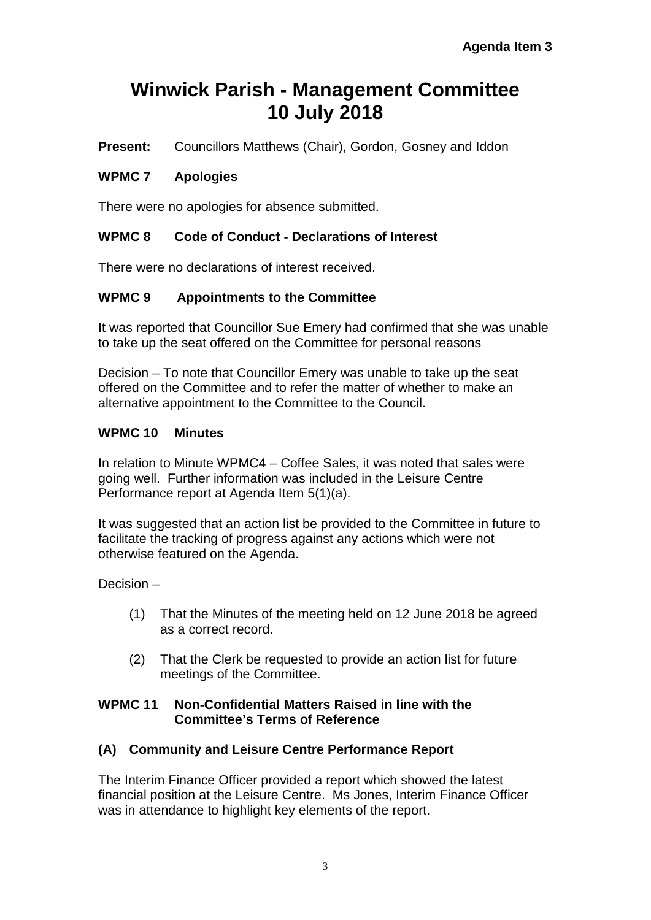**Agenda Item 3**

# Winwick Parish - Management Committee
# 10 July 2018

**Present:** Councillors Matthews (Chair), Gordon, Gosney and Iddon

## WPMC 7 Apologies

There were no apologies for absence submitted.

## WPMC 8 Code of Conduct - Declarations of Interest

There were no declarations of interest received.

## WPMC 9 Appointments to the Committee

It was reported that Councillor Sue Emery had confirmed that she was unable to take up the seat offered on the Committee for personal reasons

Decision – To note that Councillor Emery was unable to take up the seat offered on the Committee and to refer the matter of whether to make an alternative appointment to the Committee to the Council.

## WPMC 10 Minutes

In relation to Minute WPMC4 – Coffee Sales, it was noted that sales were going well. Further information was included in the Leisure Centre Performance report at Agenda Item 5(1)(a).

It was suggested that an action list be provided to the Committee in future to facilitate the tracking of progress against any actions which were not otherwise featured on the Agenda.

Decision –

(1) That the Minutes of the meeting held on 12 June 2018 be agreed as a correct record.

(2) That the Clerk be requested to provide an action list for future meetings of the Committee.

## WPMC 11 Non-Confidential Matters Raised in line with the Committee's Terms of Reference

### (A) Community and Leisure Centre Performance Report

The Interim Finance Officer provided a report which showed the latest financial position at the Leisure Centre. Ms Jones, Interim Finance Officer was in attendance to highlight key elements of the report.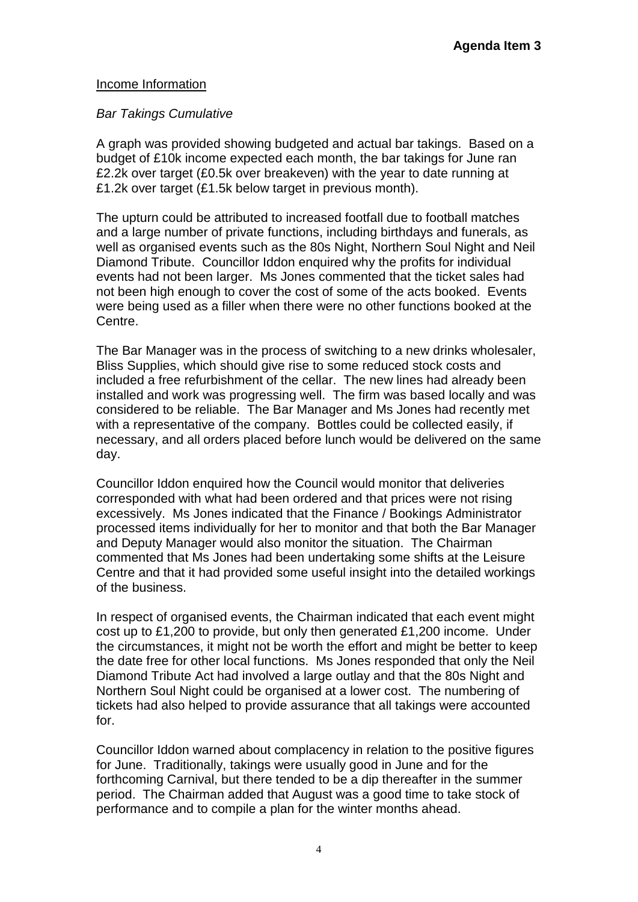**Agenda Item 3**

Income Information

*Bar Takings Cumulative*

A graph was provided showing budgeted and actual bar takings. Based on a budget of £10k income expected each month, the bar takings for June ran £2.2k over target (£0.5k over breakeven) with the year to date running at £1.2k over target (£1.5k below target in previous month).

The upturn could be attributed to increased footfall due to football matches and a large number of private functions, including birthdays and funerals, as well as organised events such as the 80s Night, Northern Soul Night and Neil Diamond Tribute. Councillor Iddon enquired why the profits for individual events had not been larger. Ms Jones commented that the ticket sales had not been high enough to cover the cost of some of the acts booked. Events were being used as a filler when there were no other functions booked at the Centre.

The Bar Manager was in the process of switching to a new drinks wholesaler, Bliss Supplies, which should give rise to some reduced stock costs and included a free refurbishment of the cellar. The new lines had already been installed and work was progressing well. The firm was based locally and was considered to be reliable. The Bar Manager and Ms Jones had recently met with a representative of the company. Bottles could be collected easily, if necessary, and all orders placed before lunch would be delivered on the same day.

Councillor Iddon enquired how the Council would monitor that deliveries corresponded with what had been ordered and that prices were not rising excessively. Ms Jones indicated that the Finance / Bookings Administrator processed items individually for her to monitor and that both the Bar Manager and Deputy Manager would also monitor the situation. The Chairman commented that Ms Jones had been undertaking some shifts at the Leisure Centre and that it had provided some useful insight into the detailed workings of the business.

In respect of organised events, the Chairman indicated that each event might cost up to £1,200 to provide, but only then generated £1,200 income. Under the circumstances, it might not be worth the effort and might be better to keep the date free for other local functions. Ms Jones responded that only the Neil Diamond Tribute Act had involved a large outlay and that the 80s Night and Northern Soul Night could be organised at a lower cost. The numbering of tickets had also helped to provide assurance that all takings were accounted for.

Councillor Iddon warned about complacency in relation to the positive figures for June. Traditionally, takings were usually good in June and for the forthcoming Carnival, but there tended to be a dip thereafter in the summer period. The Chairman added that August was a good time to take stock of performance and to compile a plan for the winter months ahead.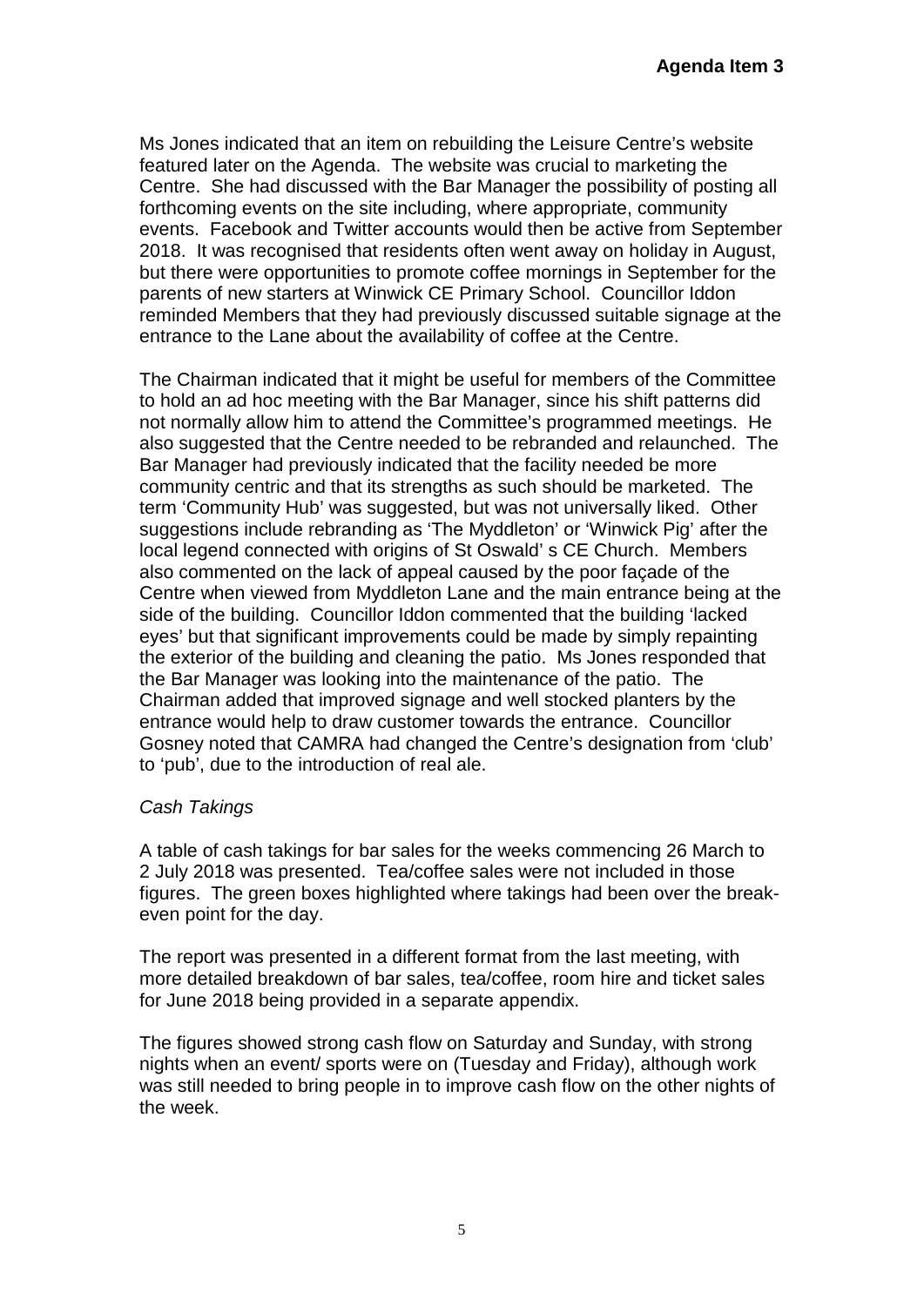Ms Jones indicated that an item on rebuilding the Leisure Centre's website featured later on the Agenda. The website was crucial to marketing the Centre. She had discussed with the Bar Manager the possibility of posting all forthcoming events on the site including, where appropriate, community events. Facebook and Twitter accounts would then be active from September 2018. It was recognised that residents often went away on holiday in August, but there were opportunities to promote coffee mornings in September for the parents of new starters at Winwick CE Primary School. Councillor Iddon reminded Members that they had previously discussed suitable signage at the entrance to the Lane about the availability of coffee at the Centre.

The Chairman indicated that it might be useful for members of the Committee to hold an ad hoc meeting with the Bar Manager, since his shift patterns did not normally allow him to attend the Committee's programmed meetings. He also suggested that the Centre needed to be rebranded and relaunched. The Bar Manager had previously indicated that the facility needed be more community centric and that its strengths as such should be marketed. The term 'Community Hub' was suggested, but was not universally liked. Other suggestions include rebranding as 'The Myddleton' or 'Winwick Pig' after the local legend connected with origins of St Oswald' s CE Church. Members also commented on the lack of appeal caused by the poor façade of the Centre when viewed from Myddleton Lane and the main entrance being at the side of the building. Councillor Iddon commented that the building 'lacked eyes' but that significant improvements could be made by simply repainting the exterior of the building and cleaning the patio. Ms Jones responded that the Bar Manager was looking into the maintenance of the patio. The Chairman added that improved signage and well stocked planters by the entrance would help to draw customer towards the entrance. Councillor Gosney noted that CAMRA had changed the Centre's designation from 'club' to 'pub', due to the introduction of real ale.

*Cash Takings*

A table of cash takings for bar sales for the weeks commencing 26 March to 2 July 2018 was presented. Tea/coffee sales were not included in those figures. The green boxes highlighted where takings had been over the break-even point for the day.

The report was presented in a different format from the last meeting, with more detailed breakdown of bar sales, tea/coffee, room hire and ticket sales for June 2018 being provided in a separate appendix.

The figures showed strong cash flow on Saturday and Sunday, with strong nights when an event/ sports were on (Tuesday and Friday), although work was still needed to bring people in to improve cash flow on the other nights of the week.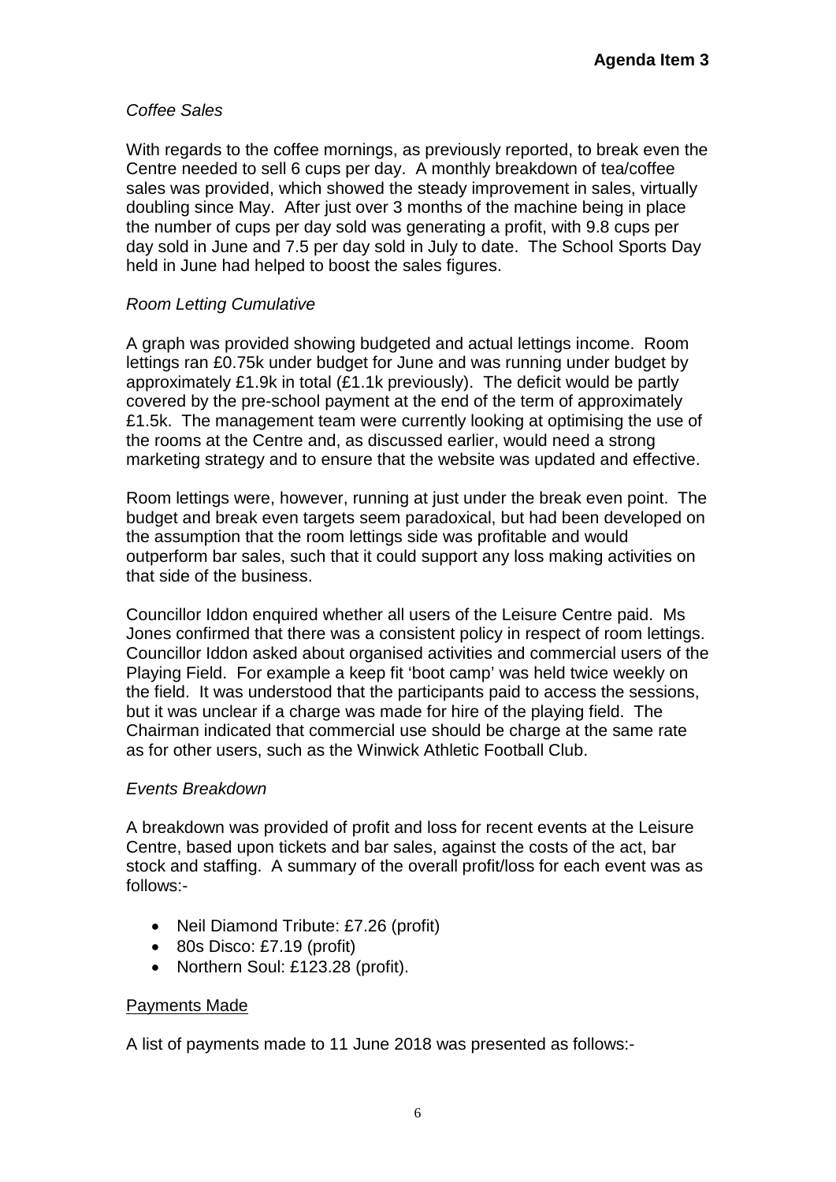**Agenda Item 3**

*Coffee Sales*

With regards to the coffee mornings, as previously reported, to break even the Centre needed to sell 6 cups per day. A monthly breakdown of tea/coffee sales was provided, which showed the steady improvement in sales, virtually doubling since May. After just over 3 months of the machine being in place the number of cups per day sold was generating a profit, with 9.8 cups per day sold in June and 7.5 per day sold in July to date. The School Sports Day held in June had helped to boost the sales figures.

*Room Letting Cumulative*

A graph was provided showing budgeted and actual lettings income. Room lettings ran £0.75k under budget for June and was running under budget by approximately £1.9k in total (£1.1k previously). The deficit would be partly covered by the pre-school payment at the end of the term of approximately £1.5k. The management team were currently looking at optimising the use of the rooms at the Centre and, as discussed earlier, would need a strong marketing strategy and to ensure that the website was updated and effective.

Room lettings were, however, running at just under the break even point. The budget and break even targets seem paradoxical, but had been developed on the assumption that the room lettings side was profitable and would outperform bar sales, such that it could support any loss making activities on that side of the business.

Councillor Iddon enquired whether all users of the Leisure Centre paid. Ms Jones confirmed that there was a consistent policy in respect of room lettings. Councillor Iddon asked about organised activities and commercial users of the Playing Field. For example a keep fit 'boot camp' was held twice weekly on the field. It was understood that the participants paid to access the sessions, but it was unclear if a charge was made for hire of the playing field. The Chairman indicated that commercial use should be charge at the same rate as for other users, such as the Winwick Athletic Football Club.

*Events Breakdown*

A breakdown was provided of profit and loss for recent events at the Leisure Centre, based upon tickets and bar sales, against the costs of the act, bar stock and staffing. A summary of the overall profit/loss for each event was as follows:-

- Neil Diamond Tribute: £7.26 (profit)
- 80s Disco: £7.19 (profit)
- Northern Soul: £123.28 (profit).

<u>Payments Made</u>

A list of payments made to 11 June 2018 was presented as follows:-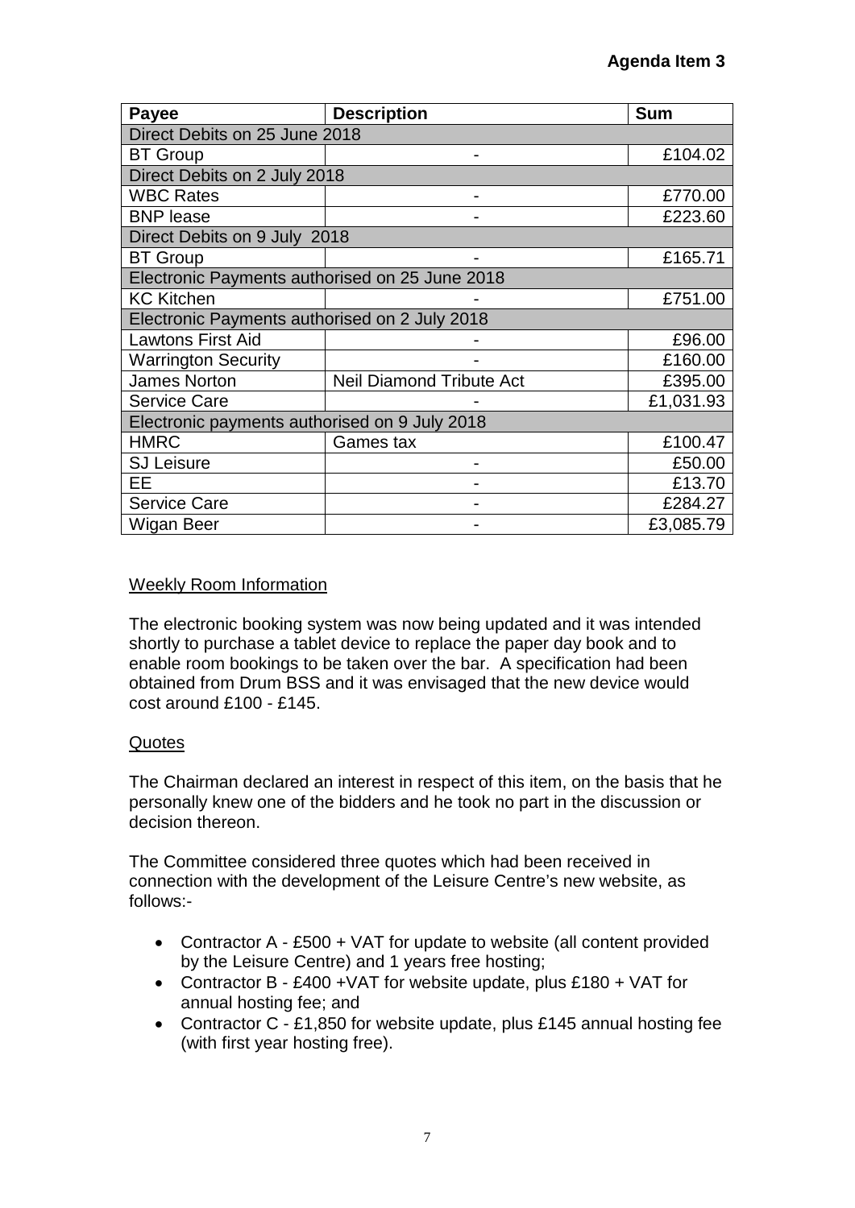**Agenda Item 3**

| Payee | Description | Sum |
|---|---|---|
| Direct Debits on 25 June 2018 | | |
| BT Group | - | £104.02 |
| Direct Debits on 2 July 2018 | | |
| WBC Rates | - | £770.00 |
| BNP lease | - | £223.60 |
| Direct Debits on 9 July 2018 | | |
| BT Group | - | £165.71 |
| Electronic Payments authorised on 25 June 2018 | | |
| KC Kitchen | - | £751.00 |
| Electronic Payments authorised on 2 July 2018 | | |
| Lawtons First Aid | - | £96.00 |
| Warrington Security | - | £160.00 |
| James Norton | Neil Diamond Tribute Act | £395.00 |
| Service Care | - | £1,031.93 |
| Electronic payments authorised on 9 July 2018 | | |
| HMRC | Games tax | £100.47 |
| SJ Leisure | - | £50.00 |
| EE | - | £13.70 |
| Service Care | - | £284.27 |
| Wigan Beer | - | £3,085.79 |

<u>Weekly Room Information</u>

The electronic booking system was now being updated and it was intended shortly to purchase a tablet device to replace the paper day book and to enable room bookings to be taken over the bar. A specification had been obtained from Drum BSS and it was envisaged that the new device would cost around £100 - £145.

<u>Quotes</u>

The Chairman declared an interest in respect of this item, on the basis that he personally knew one of the bidders and he took no part in the discussion or decision thereon.

The Committee considered three quotes which had been received in connection with the development of the Leisure Centre's new website, as follows:-

- Contractor A - £500 + VAT for update to website (all content provided by the Leisure Centre) and 1 years free hosting;
- Contractor B - £400 +VAT for website update, plus £180 + VAT for annual hosting fee; and
- Contractor C - £1,850 for website update, plus £145 annual hosting fee (with first year hosting free).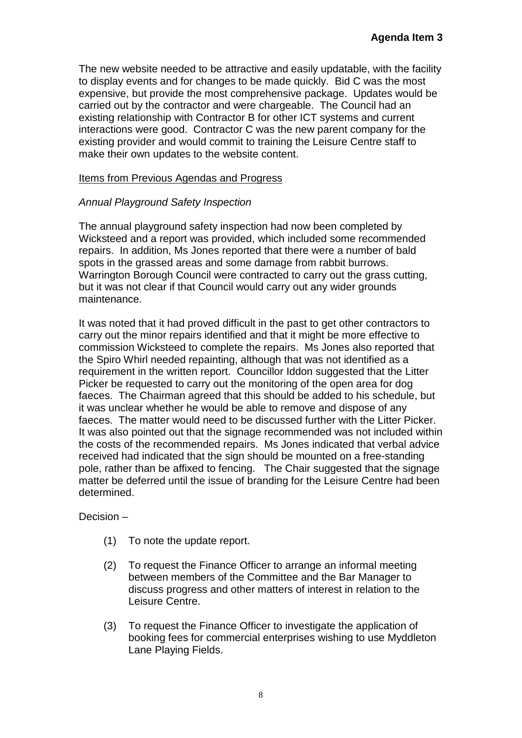The new website needed to be attractive and easily updatable, with the facility to display events and for changes to be made quickly. Bid C was the most expensive, but provide the most comprehensive package. Updates would be carried out by the contractor and were chargeable. The Council had an existing relationship with Contractor B for other ICT systems and current interactions were good. Contractor C was the new parent company for the existing provider and would commit to training the Leisure Centre staff to make their own updates to the website content.

<u>Items from Previous Agendas and Progress</u>

*Annual Playground Safety Inspection*

The annual playground safety inspection had now been completed by Wicksteed and a report was provided, which included some recommended repairs. In addition, Ms Jones reported that there were a number of bald spots in the grassed areas and some damage from rabbit burrows. Warrington Borough Council were contracted to carry out the grass cutting, but it was not clear if that Council would carry out any wider grounds maintenance.

It was noted that it had proved difficult in the past to get other contractors to carry out the minor repairs identified and that it might be more effective to commission Wicksteed to complete the repairs. Ms Jones also reported that the Spiro Whirl needed repainting, although that was not identified as a requirement in the written report. Councillor Iddon suggested that the Litter Picker be requested to carry out the monitoring of the open area for dog faeces. The Chairman agreed that this should be added to his schedule, but it was unclear whether he would be able to remove and dispose of any faeces. The matter would need to be discussed further with the Litter Picker. It was also pointed out that the signage recommended was not included within the costs of the recommended repairs. Ms Jones indicated that verbal advice received had indicated that the sign should be mounted on a free-standing pole, rather than be affixed to fencing. The Chair suggested that the signage matter be deferred until the issue of branding for the Leisure Centre had been determined.

Decision –

(1) To note the update report.

(2) To request the Finance Officer to arrange an informal meeting between members of the Committee and the Bar Manager to discuss progress and other matters of interest in relation to the Leisure Centre.

(3) To request the Finance Officer to investigate the application of booking fees for commercial enterprises wishing to use Myddleton Lane Playing Fields.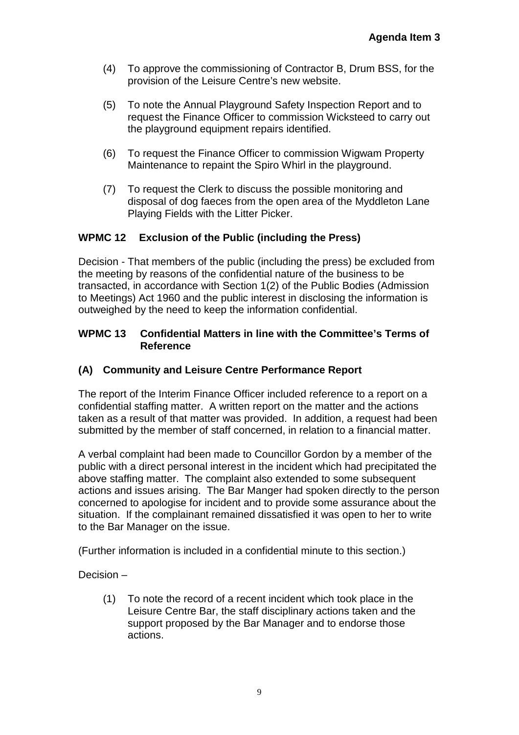(4) To approve the commissioning of Contractor B, Drum BSS, for the provision of the Leisure Centre's new website.

(5) To note the Annual Playground Safety Inspection Report and to request the Finance Officer to commission Wicksteed to carry out the playground equipment repairs identified.

(6) To request the Finance Officer to commission Wigwam Property Maintenance to repaint the Spiro Whirl in the playground.

(7) To request the Clerk to discuss the possible monitoring and disposal of dog faeces from the open area of the Myddleton Lane Playing Fields with the Litter Picker.

**WPMC 12 Exclusion of the Public (including the Press)**

Decision - That members of the public (including the press) be excluded from the meeting by reasons of the confidential nature of the business to be transacted, in accordance with Section 1(2) of the Public Bodies (Admission to Meetings) Act 1960 and the public interest in disclosing the information is outweighed by the need to keep the information confidential.

**WPMC 13 Confidential Matters in line with the Committee's Terms of Reference**

**(A) Community and Leisure Centre Performance Report**

The report of the Interim Finance Officer included reference to a report on a confidential staffing matter. A written report on the matter and the actions taken as a result of that matter was provided. In addition, a request had been submitted by the member of staff concerned, in relation to a financial matter.

A verbal complaint had been made to Councillor Gordon by a member of the public with a direct personal interest in the incident which had precipitated the above staffing matter. The complaint also extended to some subsequent actions and issues arising. The Bar Manger had spoken directly to the person concerned to apologise for incident and to provide some assurance about the situation. If the complainant remained dissatisfied it was open to her to write to the Bar Manager on the issue.

(Further information is included in a confidential minute to this section.)

Decision –

(1) To note the record of a recent incident which took place in the Leisure Centre Bar, the staff disciplinary actions taken and the support proposed by the Bar Manager and to endorse those actions.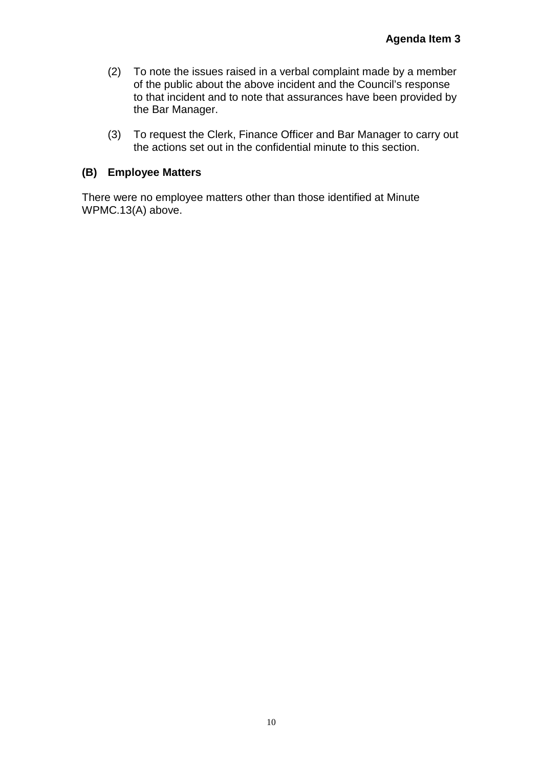(2) To note the issues raised in a verbal complaint made by a member of the public about the above incident and the Council's response to that incident and to note that assurances have been provided by the Bar Manager.

(3) To request the Clerk, Finance Officer and Bar Manager to carry out the actions set out in the confidential minute to this section.

### (B) Employee Matters

There were no employee matters other than those identified at Minute WPMC.13(A) above.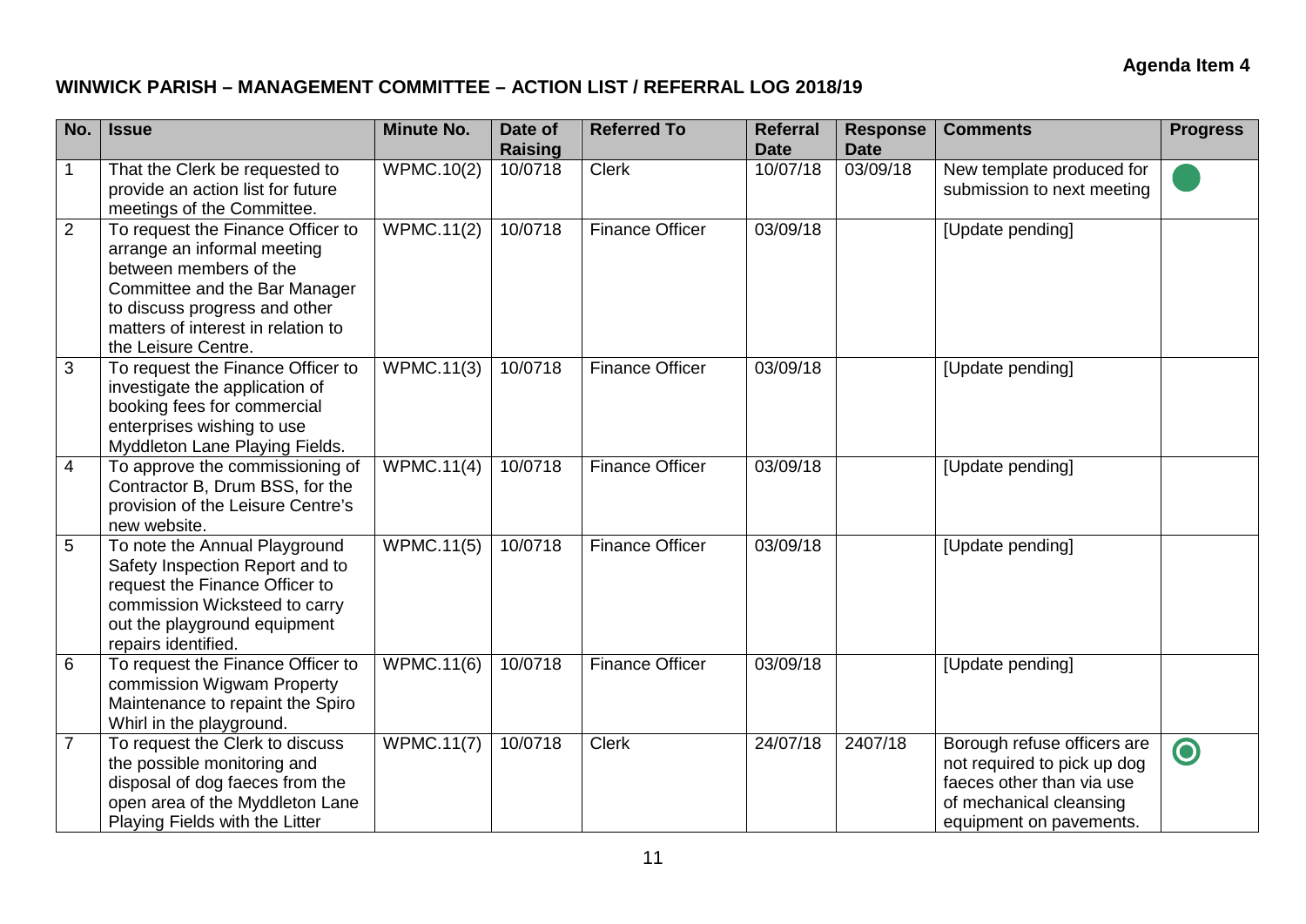**Agenda Item 4**

## WINWICK PARISH – MANAGEMENT COMMITTEE – ACTION LIST / REFERRAL LOG 2018/19

| No. | Issue | Minute No. | Date of Raising | Referred To | Referral Date | Response Date | Comments | Progress |
|---|---|---|---|---|---|---|---|---|
| 1 | That the Clerk be requested to provide an action list for future meetings of the Committee. | WPMC.10(2) | 10/0718 | Clerk | 10/07/18 | 03/09/18 | New template produced for submission to next meeting | ● |
| 2 | To request the Finance Officer to arrange an informal meeting between members of the Committee and the Bar Manager to discuss progress and other matters of interest in relation to the Leisure Centre. | WPMC.11(2) | 10/0718 | Finance Officer | 03/09/18 | | [Update pending] | |
| 3 | To request the Finance Officer to investigate the application of booking fees for commercial enterprises wishing to use Myddleton Lane Playing Fields. | WPMC.11(3) | 10/0718 | Finance Officer | 03/09/18 | | [Update pending] | |
| 4 | To approve the commissioning of Contractor B, Drum BSS, for the provision of the Leisure Centre's new website. | WPMC.11(4) | 10/0718 | Finance Officer | 03/09/18 | | [Update pending] | |
| 5 | To note the Annual Playground Safety Inspection Report and to request the Finance Officer to commission Wicksteed to carry out the playground equipment repairs identified. | WPMC.11(5) | 10/0718 | Finance Officer | 03/09/18 | | [Update pending] | |
| 6 | To request the Finance Officer to commission Wigwam Property Maintenance to repaint the Spiro Whirl in the playground. | WPMC.11(6) | 10/0718 | Finance Officer | 03/09/18 | | [Update pending] | |
| 7 | To request the Clerk to discuss the possible monitoring and disposal of dog faeces from the open area of the Myddleton Lane Playing Fields with the Litter | WPMC.11(7) | 10/0718 | Clerk | 24/07/18 | 2407/18 | Borough refuse officers are not required to pick up dog faeces other than via use of mechanical cleansing equipment on pavements. | ◉ |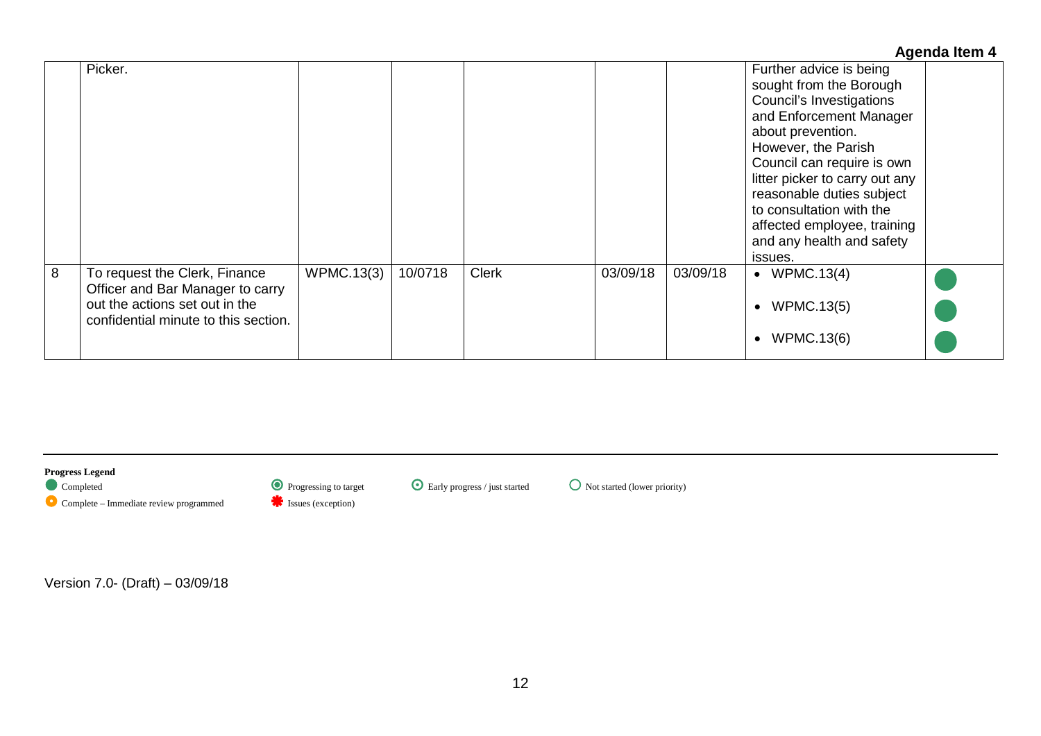**Agenda Item 4**

| | | | | | | | | |
|---|---|---|---|---|---|---|---|---|
| | Picker. | | | | | | Further advice is being sought from the Borough Council's Investigations and Enforcement Manager about prevention. However, the Parish Council can require is own litter picker to carry out any reasonable duties subject to consultation with the affected employee, training and any health and safety issues. | |
| 8 | To request the Clerk, Finance Officer and Bar Manager to carry out the actions set out in the confidential minute to this section. | WPMC.13(3) | 10/0718 | Clerk | 03/09/18 | 03/09/18 | • WPMC.13(4)<br>• WPMC.13(5)<br>• WPMC.13(6) | Completed<br>Completed<br>Completed |

**Progress Legend**

- Completed
- Complete – Immediate review programmed
- Progressing to target
- Issues (exception)
- Early progress / just started
- Not started (lower priority)

Version 7.0- (Draft) – 03/09/18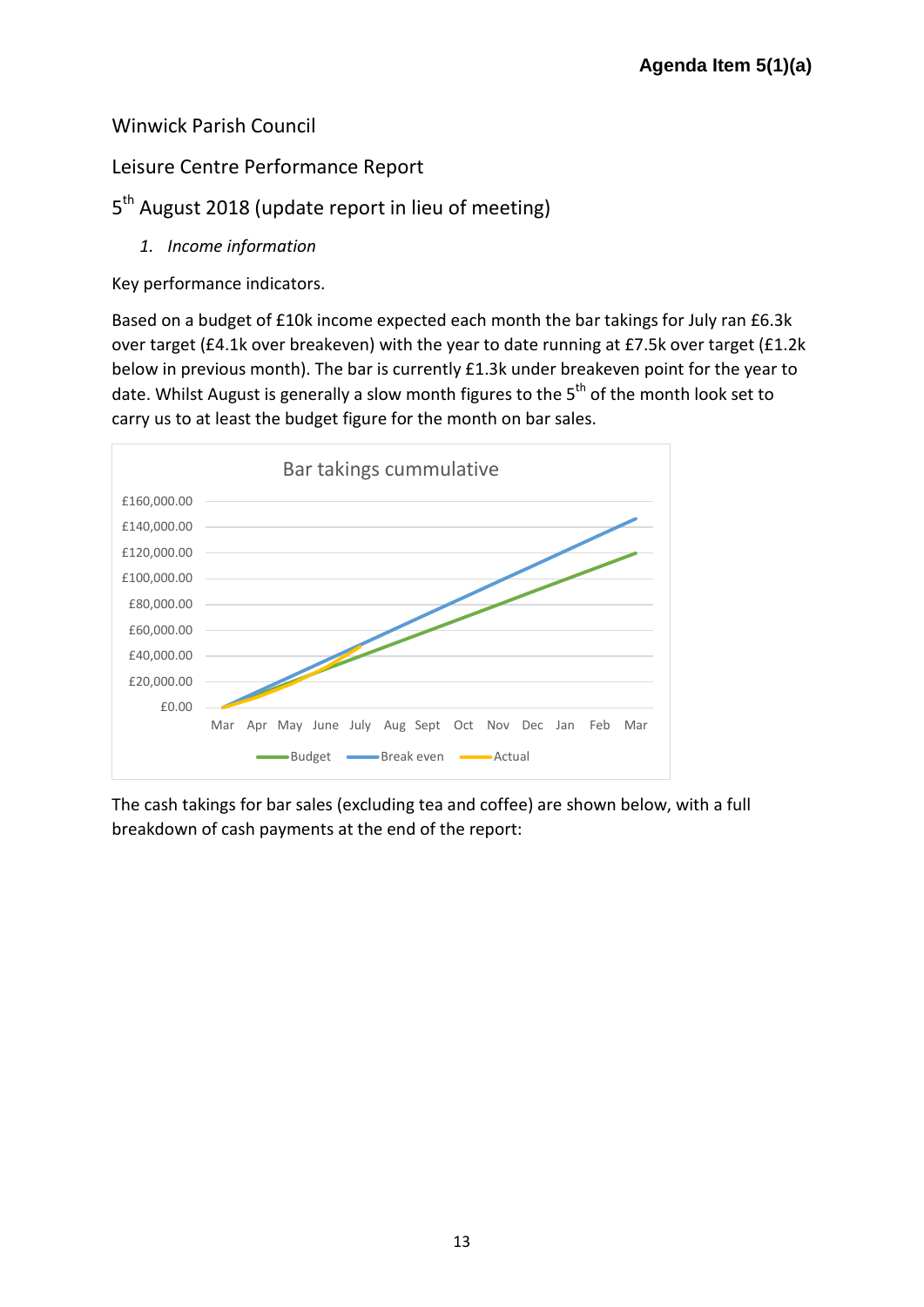**Agenda Item 5(1)(a)**

Winwick Parish Council

Leisure Centre Performance Report

5th August 2018 (update report in lieu of meeting)

1. *Income information*

Key performance indicators.

Based on a budget of £10k income expected each month the bar takings for July ran £6.3k over target (£4.1k over breakeven) with the year to date running at £7.5k over target (£1.2k below in previous month). The bar is currently £1.3k under breakeven point for the year to date. Whilst August is generally a slow month figures to the 5th of the month look set to carry us to at least the budget figure for the month on bar sales.

The cash takings for bar sales (excluding tea and coffee) are shown below, with a full breakdown of cash payments at the end of the report: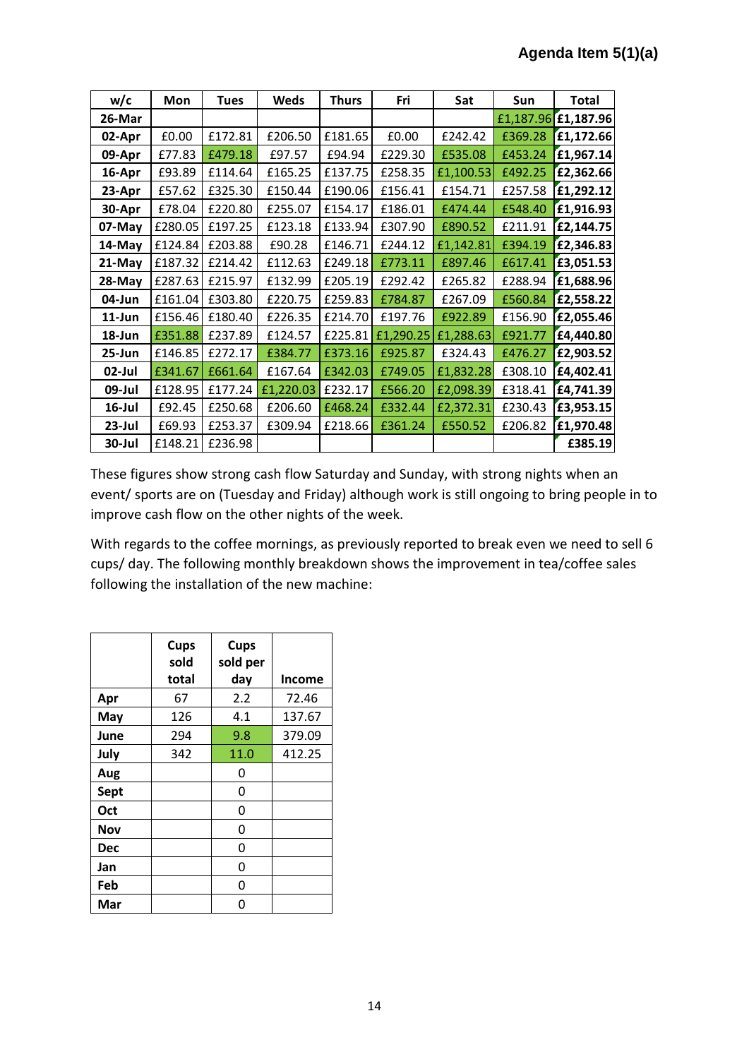**Agenda Item 5(1)(a)**

| w/c | Mon | Tues | Weds | Thurs | Fri | Sat | Sun | Total |
|---|---|---|---|---|---|---|---|---|
| 26-Mar | | | | | | | £1,187.96 | **£1,187.96** |
| 02-Apr | £0.00 | £172.81 | £206.50 | £181.65 | £0.00 | £242.42 | £369.28 | **£1,172.66** |
| 09-Apr | £77.83 | £479.18 | £97.57 | £94.94 | £229.30 | £535.08 | £453.24 | **£1,967.14** |
| 16-Apr | £93.89 | £114.64 | £165.25 | £137.75 | £258.35 | £1,100.53 | £492.25 | **£2,362.66** |
| 23-Apr | £57.62 | £325.30 | £150.44 | £190.06 | £156.41 | £154.71 | £257.58 | **£1,292.12** |
| 30-Apr | £78.04 | £220.80 | £255.07 | £154.17 | £186.01 | £474.44 | £548.40 | **£1,916.93** |
| 07-May | £280.05 | £197.25 | £123.18 | £133.94 | £307.90 | £890.52 | £211.91 | **£2,144.75** |
| 14-May | £124.84 | £203.88 | £90.28 | £146.71 | £244.12 | £1,142.81 | £394.19 | **£2,346.83** |
| 21-May | £187.32 | £214.42 | £112.63 | £249.18 | £773.11 | £897.46 | £617.41 | **£3,051.53** |
| 28-May | £287.63 | £215.97 | £132.99 | £205.19 | £292.42 | £265.82 | £288.94 | **£1,688.96** |
| 04-Jun | £161.04 | £303.80 | £220.75 | £259.83 | £784.87 | £267.09 | £560.84 | **£2,558.22** |
| 11-Jun | £156.46 | £180.40 | £226.35 | £214.70 | £197.76 | £922.89 | £156.90 | **£2,055.46** |
| 18-Jun | £351.88 | £237.89 | £124.57 | £225.81 | £1,290.25 | £1,288.63 | £921.77 | **£4,440.80** |
| 25-Jun | £146.85 | £272.17 | £384.77 | £373.16 | £925.87 | £324.43 | £476.27 | **£2,903.52** |
| 02-Jul | £341.67 | £661.64 | £167.64 | £342.03 | £749.05 | £1,832.28 | £308.10 | **£4,402.41** |
| 09-Jul | £128.95 | £177.24 | £1,220.03 | £232.17 | £566.20 | £2,098.39 | £318.41 | **£4,741.39** |
| 16-Jul | £92.45 | £250.68 | £206.60 | £468.24 | £332.44 | £2,372.31 | £230.43 | **£3,953.15** |
| 23-Jul | £69.93 | £253.37 | £309.94 | £218.66 | £361.24 | £550.52 | £206.82 | **£1,970.48** |
| 30-Jul | £148.21 | £236.98 | | | | | | **£385.19** |

These figures show strong cash flow Saturday and Sunday, with strong nights when an event/ sports are on (Tuesday and Friday) although work is still ongoing to bring people in to improve cash flow on the other nights of the week.

With regards to the coffee mornings, as previously reported to break even we need to sell 6 cups/ day. The following monthly breakdown shows the improvement in tea/coffee sales following the installation of the new machine:

| | Cups sold total | Cups sold per day | Income |
|---|---|---|---|
| Apr | 67 | 2.2 | 72.46 |
| May | 126 | 4.1 | 137.67 |
| June | 294 | 9.8 | 379.09 |
| July | 342 | 11.0 | 412.25 |
| Aug | | 0 | |
| Sept | | 0 | |
| Oct | | 0 | |
| Nov | | 0 | |
| Dec | | 0 | |
| Jan | | 0 | |
| Feb | | 0 | |
| Mar | | 0 | |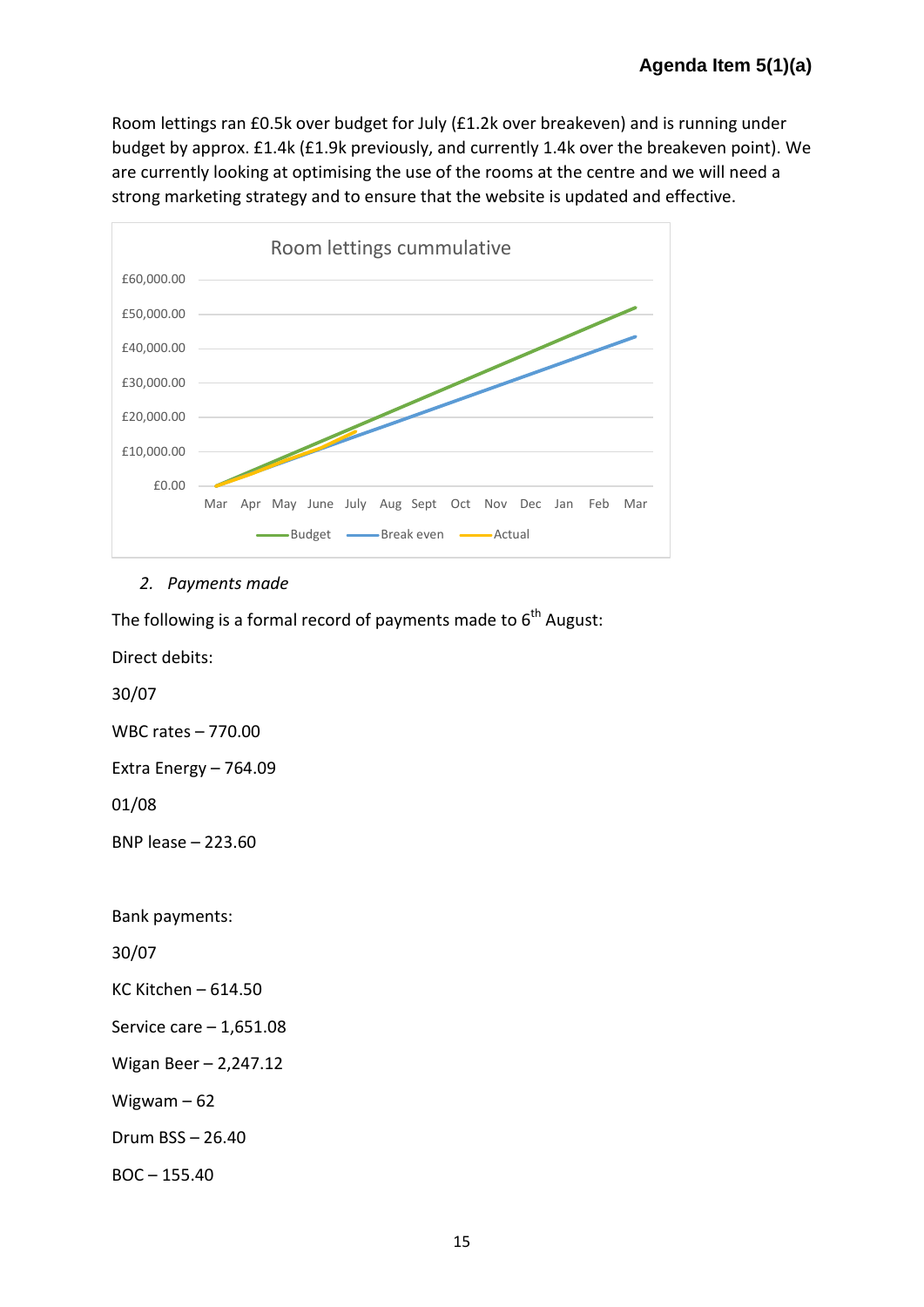Room lettings ran £0.5k over budget for July (£1.2k over breakeven) and is running under budget by approx. £1.4k (£1.9k previously, and currently 1.4k over the breakeven point). We are currently looking at optimising the use of the rooms at the centre and we will need a strong marketing strategy and to ensure that the website is updated and effective.

Room lettings cummulative

*2. Payments made*

The following is a formal record of payments made to 6th August:

Direct debits:

30/07

WBC rates – 770.00

Extra Energy – 764.09

01/08

BNP lease – 223.60

Bank payments:

30/07

KC Kitchen – 614.50

Service care – 1,651.08

Wigan Beer – 2,247.12

Wigwam – 62

Drum BSS – 26.40

BOC – 155.40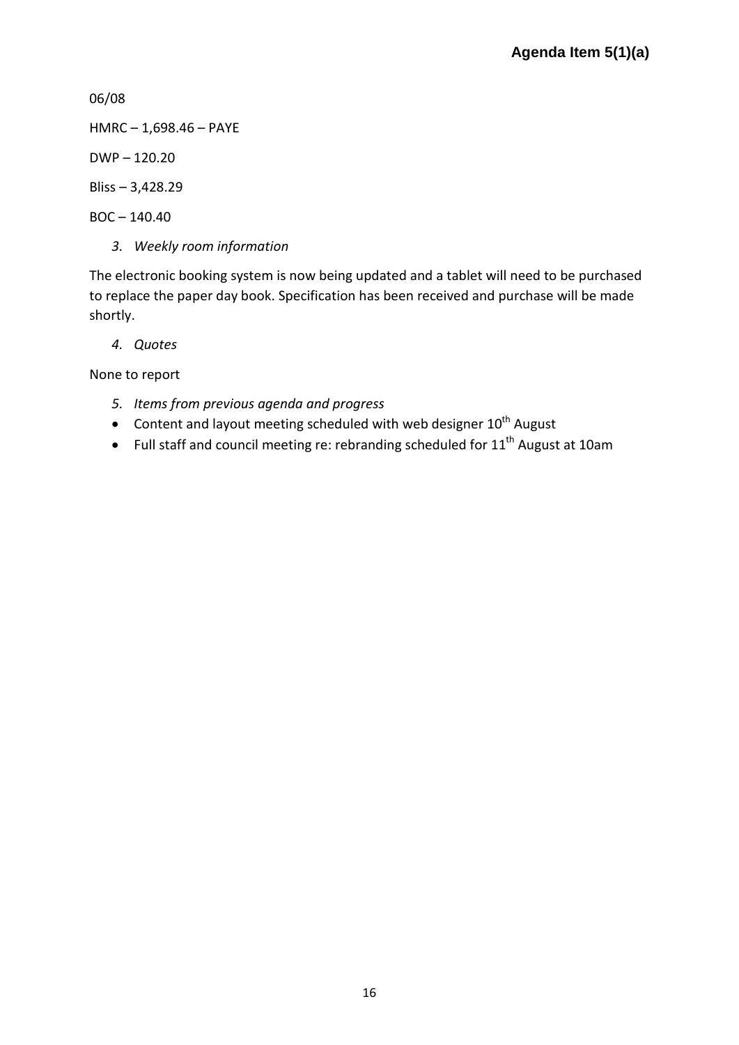06/08

HMRC – 1,698.46 – PAYE

DWP – 120.20

Bliss – 3,428.29

BOC – 140.40

3. *Weekly room information*

The electronic booking system is now being updated and a tablet will need to be purchased to replace the paper day book. Specification has been received and purchase will be made shortly.

4. *Quotes*

None to report

5. *Items from previous agenda and progress*

- Content and layout meeting scheduled with web designer 10th August
- Full staff and council meeting re: rebranding scheduled for 11th August at 10am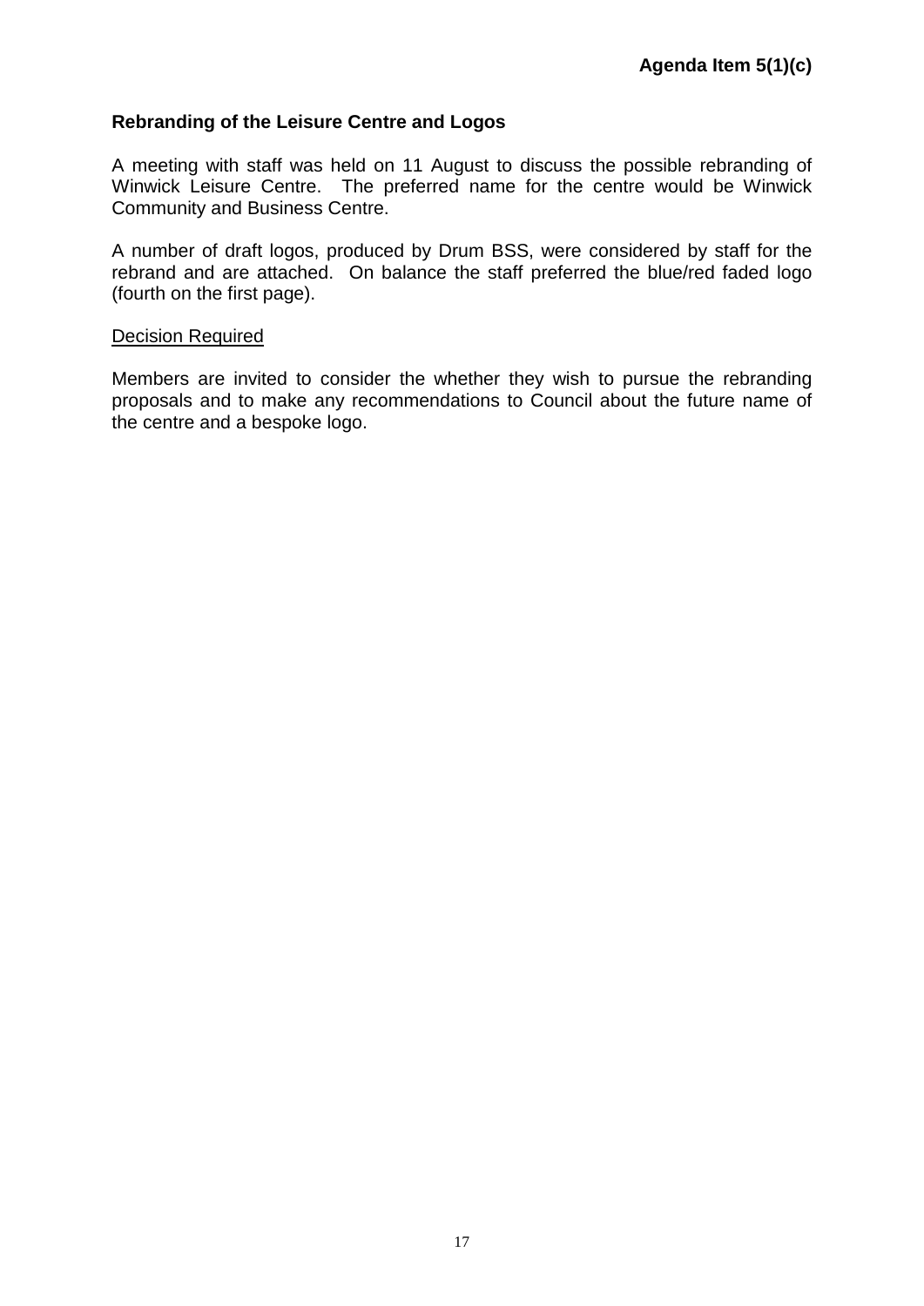**Agenda Item 5(1)(c)**

## Rebranding of the Leisure Centre and Logos

A meeting with staff was held on 11 August to discuss the possible rebranding of Winwick Leisure Centre. The preferred name for the centre would be Winwick Community and Business Centre.

A number of draft logos, produced by Drum BSS, were considered by staff for the rebrand and are attached. On balance the staff preferred the blue/red faded logo (fourth on the first page).

<u>Decision Required</u>

Members are invited to consider the whether they wish to pursue the rebranding proposals and to make any recommendations to Council about the future name of the centre and a bespoke logo.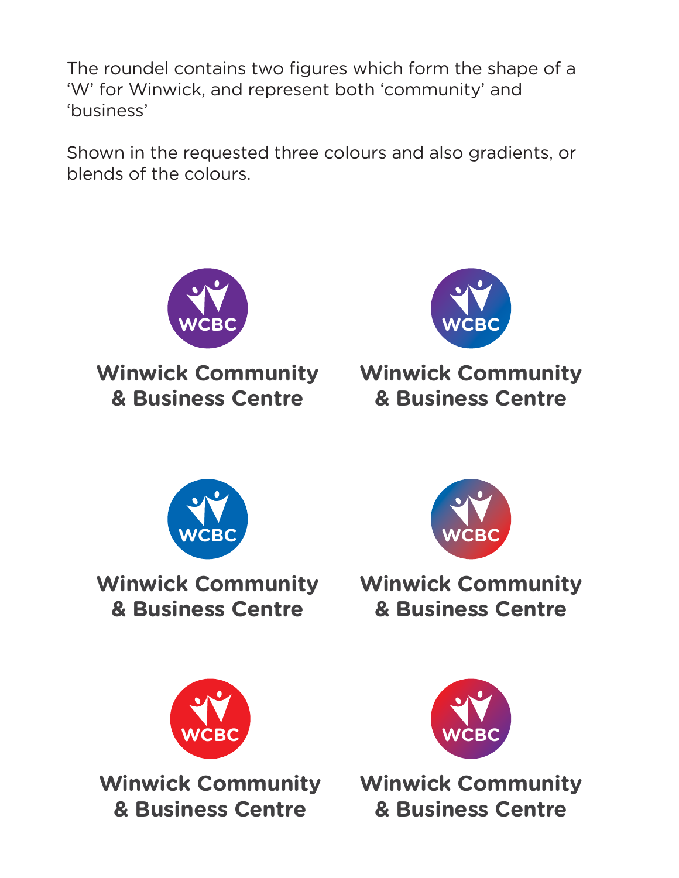The roundel contains two figures which form the shape of a 'W' for Winwick, and represent both 'community' and 'business'

Shown in the requested three colours and also gradients, or blends of the colours.

WCBC

**Winwick Community & Business Centre**

WCBC

**Winwick Community & Business Centre**

WCBC

**Winwick Community & Business Centre**

WCBC

**Winwick Community & Business Centre**

WCBC

**Winwick Community & Business Centre**

WCBC

**Winwick Community & Business Centre**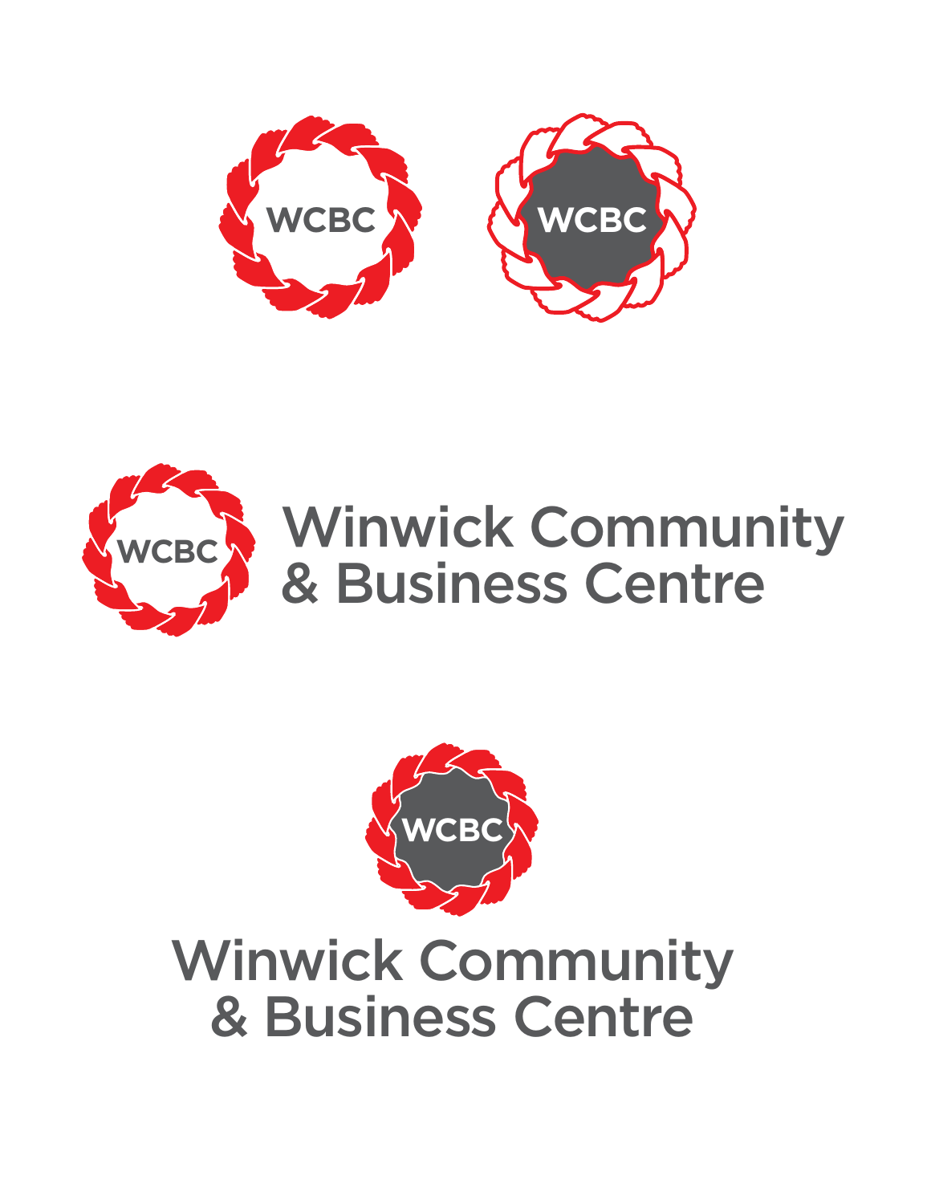WCBC

WCBC

WCBC

Winwick Community
& Business Centre

WCBC

Winwick Community
& Business Centre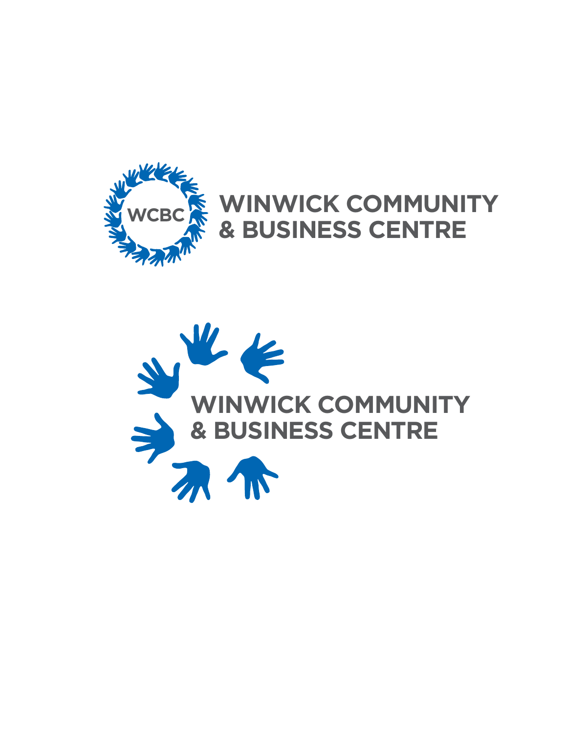WCBC

WINWICK COMMUNITY
& BUSINESS CENTRE

WINWICK COMMUNITY
& BUSINESS CENTRE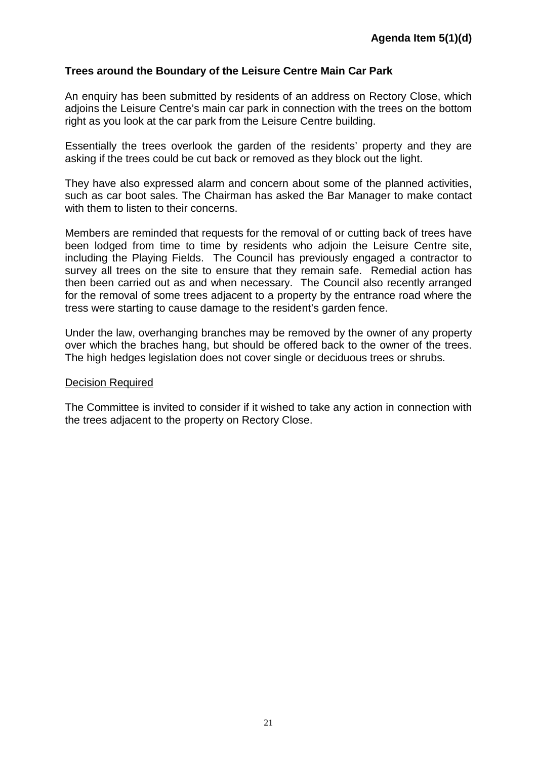**Agenda Item 5(1)(d)**

## Trees around the Boundary of the Leisure Centre Main Car Park

An enquiry has been submitted by residents of an address on Rectory Close, which adjoins the Leisure Centre's main car park in connection with the trees on the bottom right as you look at the car park from the Leisure Centre building.

Essentially the trees overlook the garden of the residents' property and they are asking if the trees could be cut back or removed as they block out the light.

They have also expressed alarm and concern about some of the planned activities, such as car boot sales. The Chairman has asked the Bar Manager to make contact with them to listen to their concerns.

Members are reminded that requests for the removal of or cutting back of trees have been lodged from time to time by residents who adjoin the Leisure Centre site, including the Playing Fields. The Council has previously engaged a contractor to survey all trees on the site to ensure that they remain safe. Remedial action has then been carried out as and when necessary. The Council also recently arranged for the removal of some trees adjacent to a property by the entrance road where the tress were starting to cause damage to the resident's garden fence.

Under the law, overhanging branches may be removed by the owner of any property over which the braches hang, but should be offered back to the owner of the trees. The high hedges legislation does not cover single or deciduous trees or shrubs.

<u>Decision Required</u>

The Committee is invited to consider if it wished to take any action in connection with the trees adjacent to the property on Rectory Close.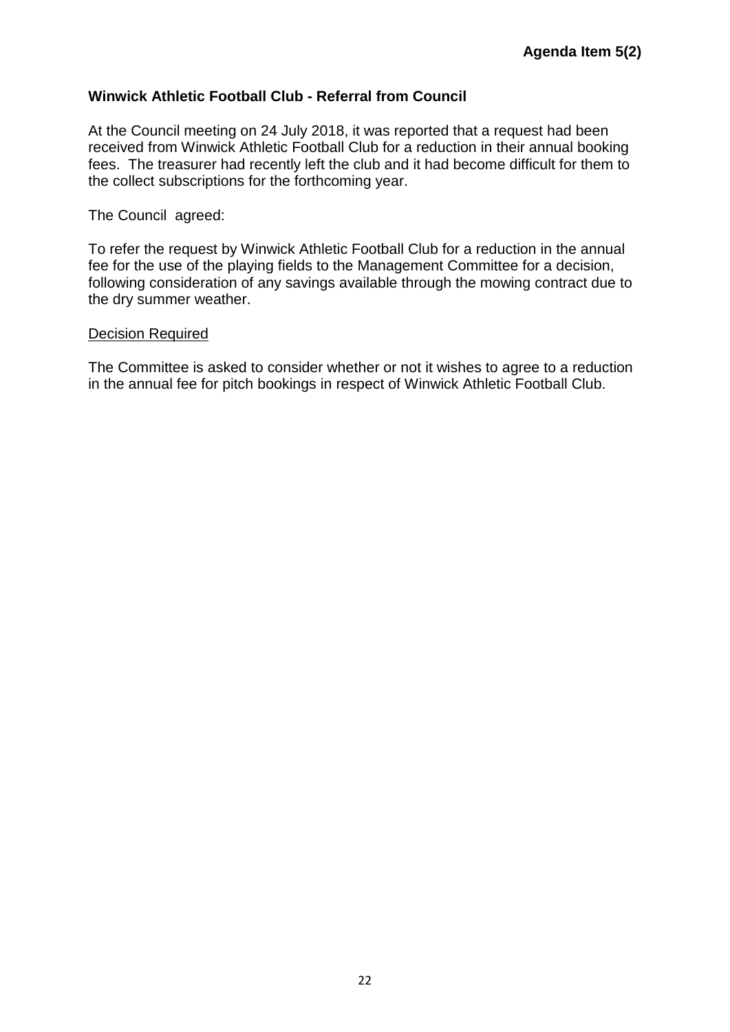**Agenda Item 5(2)**

**Winwick Athletic Football Club - Referral from Council**

At the Council meeting on 24 July 2018, it was reported that a request had been received from Winwick Athletic Football Club for a reduction in their annual booking fees. The treasurer had recently left the club and it had become difficult for them to the collect subscriptions for the forthcoming year.

The Council agreed:

To refer the request by Winwick Athletic Football Club for a reduction in the annual fee for the use of the playing fields to the Management Committee for a decision, following consideration of any savings available through the mowing contract due to the dry summer weather.

<u>Decision Required</u>

The Committee is asked to consider whether or not it wishes to agree to a reduction in the annual fee for pitch bookings in respect of Winwick Athletic Football Club.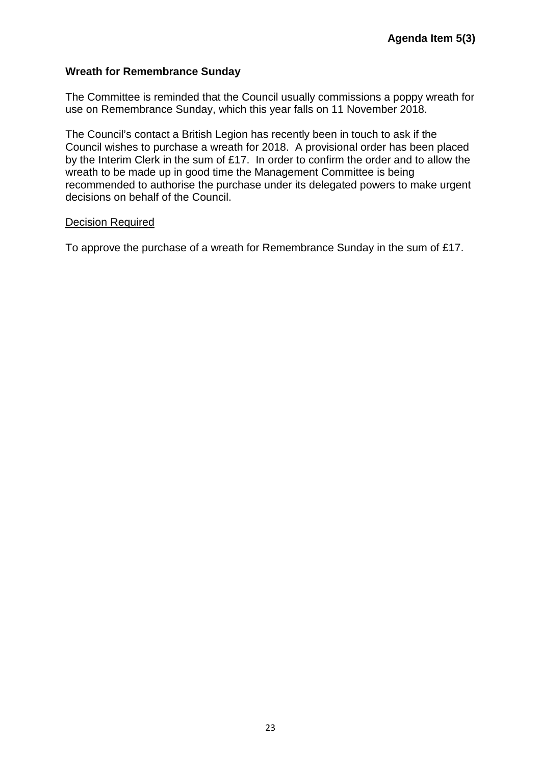**Agenda Item 5(3)**

**Wreath for Remembrance Sunday**

The Committee is reminded that the Council usually commissions a poppy wreath for use on Remembrance Sunday, which this year falls on 11 November 2018.

The Council's contact a British Legion has recently been in touch to ask if the Council wishes to purchase a wreath for 2018. A provisional order has been placed by the Interim Clerk in the sum of £17. In order to confirm the order and to allow the wreath to be made up in good time the Management Committee is being recommended to authorise the purchase under its delegated powers to make urgent decisions on behalf of the Council.

<u>Decision Required</u>

To approve the purchase of a wreath for Remembrance Sunday in the sum of £17.